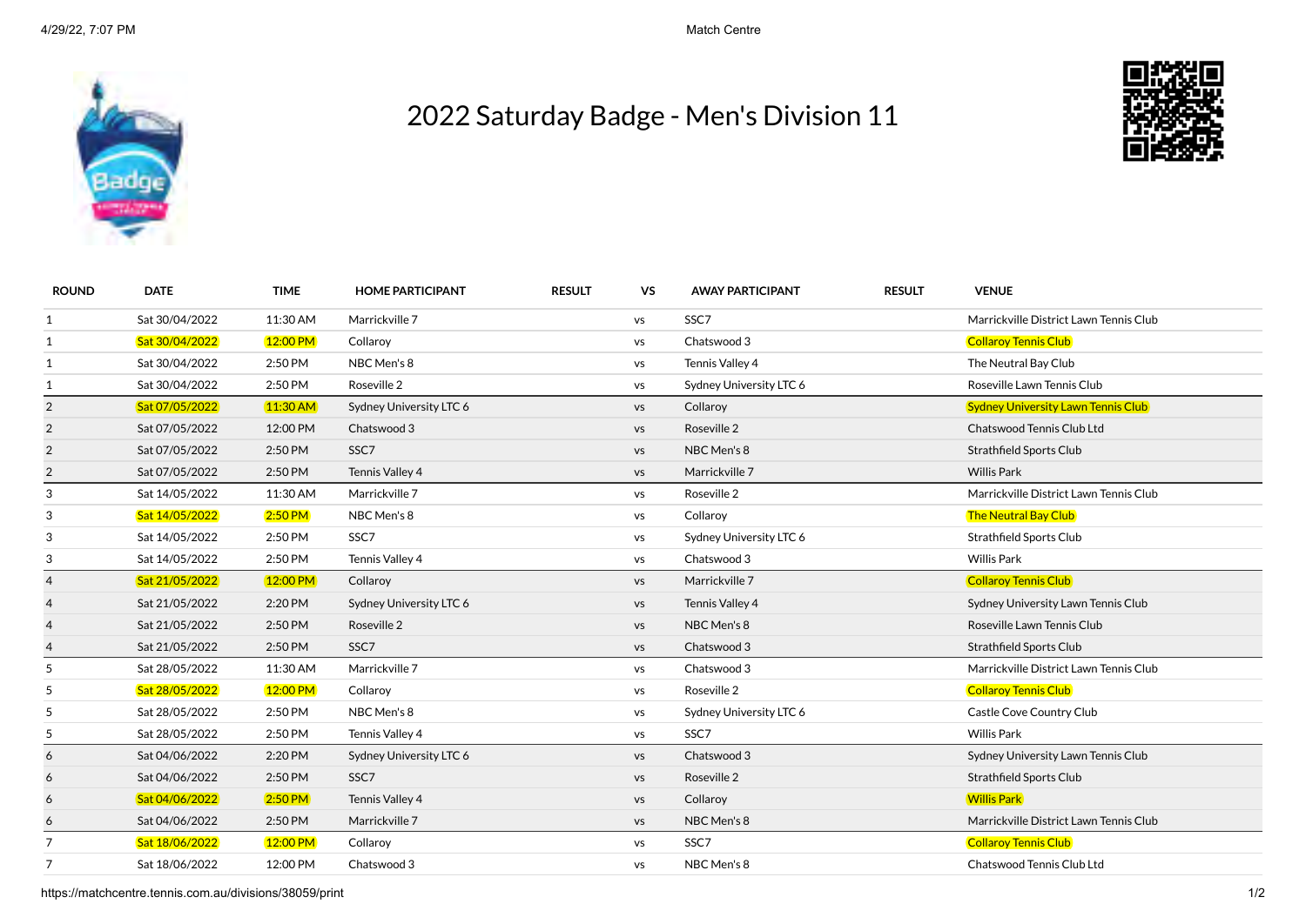# 2022 Saturday Badge - Men's Division 11

| ROUND | DATE | TIME | HOME PARTICIPANT | RESULT | VS | AWAY PARTICIPANT | RESULT | VENUE |
|---|---|---|---|---|---|---|---|---|
| 1 | Sat 30/04/2022 | 11:30 AM | Marrickville 7 | | vs | SSC7 | | Marrickville District Lawn Tennis Club |
| 1 | Sat 30/04/2022 | 12:00 PM | Collaroy | | vs | Chatswood 3 | | Collaroy Tennis Club |
| 1 | Sat 30/04/2022 | 2:50 PM | NBC Men's 8 | | vs | Tennis Valley 4 | | The Neutral Bay Club |
| 1 | Sat 30/04/2022 | 2:50 PM | Roseville 2 | | vs | Sydney University LTC 6 | | Roseville Lawn Tennis Club |
| 2 | Sat 07/05/2022 | 11:30 AM | Sydney University LTC 6 | | vs | Collaroy | | Sydney University Lawn Tennis Club |
| 2 | Sat 07/05/2022 | 12:00 PM | Chatswood 3 | | vs | Roseville 2 | | Chatswood Tennis Club Ltd |
| 2 | Sat 07/05/2022 | 2:50 PM | SSC7 | | vs | NBC Men's 8 | | Strathfield Sports Club |
| 2 | Sat 07/05/2022 | 2:50 PM | Tennis Valley 4 | | vs | Marrickville 7 | | Willis Park |
| 3 | Sat 14/05/2022 | 11:30 AM | Marrickville 7 | | vs | Roseville 2 | | Marrickville District Lawn Tennis Club |
| 3 | Sat 14/05/2022 | 2:50 PM | NBC Men's 8 | | vs | Collaroy | | The Neutral Bay Club |
| 3 | Sat 14/05/2022 | 2:50 PM | SSC7 | | vs | Sydney University LTC 6 | | Strathfield Sports Club |
| 3 | Sat 14/05/2022 | 2:50 PM | Tennis Valley 4 | | vs | Chatswood 3 | | Willis Park |
| 4 | Sat 21/05/2022 | 12:00 PM | Collaroy | | vs | Marrickville 7 | | Collaroy Tennis Club |
| 4 | Sat 21/05/2022 | 2:20 PM | Sydney University LTC 6 | | vs | Tennis Valley 4 | | Sydney University Lawn Tennis Club |
| 4 | Sat 21/05/2022 | 2:50 PM | Roseville 2 | | vs | NBC Men's 8 | | Roseville Lawn Tennis Club |
| 4 | Sat 21/05/2022 | 2:50 PM | SSC7 | | vs | Chatswood 3 | | Strathfield Sports Club |
| 5 | Sat 28/05/2022 | 11:30 AM | Marrickville 7 | | vs | Chatswood 3 | | Marrickville District Lawn Tennis Club |
| 5 | Sat 28/05/2022 | 12:00 PM | Collaroy | | vs | Roseville 2 | | Collaroy Tennis Club |
| 5 | Sat 28/05/2022 | 2:50 PM | NBC Men's 8 | | vs | Sydney University LTC 6 | | Castle Cove Country Club |
| 5 | Sat 28/05/2022 | 2:50 PM | Tennis Valley 4 | | vs | SSC7 | | Willis Park |
| 6 | Sat 04/06/2022 | 2:20 PM | Sydney University LTC 6 | | vs | Chatswood 3 | | Sydney University Lawn Tennis Club |
| 6 | Sat 04/06/2022 | 2:50 PM | SSC7 | | vs | Roseville 2 | | Strathfield Sports Club |
| 6 | Sat 04/06/2022 | 2:50 PM | Tennis Valley 4 | | vs | Collaroy | | Willis Park |
| 6 | Sat 04/06/2022 | 2:50 PM | Marrickville 7 | | vs | NBC Men's 8 | | Marrickville District Lawn Tennis Club |
| 7 | Sat 18/06/2022 | 12:00 PM | Collaroy | | vs | SSC7 | | Collaroy Tennis Club |
| 7 | Sat 18/06/2022 | 12:00 PM | Chatswood 3 | | vs | NBC Men's 8 | | Chatswood Tennis Club Ltd |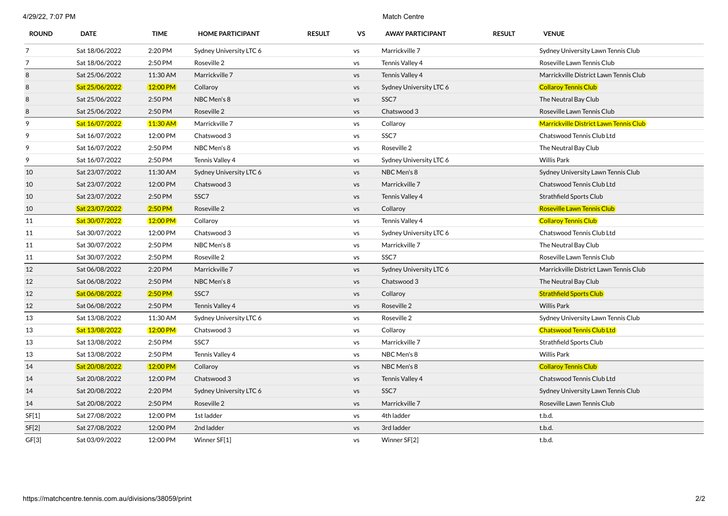| ROUND | DATE | TIME | HOME PARTICIPANT | RESULT | VS | AWAY PARTICIPANT | RESULT | VENUE |
|---|---|---|---|---|---|---|---|---|
| 7 | Sat 18/06/2022 | 2:20 PM | Sydney University LTC 6 | | vs | Marrickville 7 | | Sydney University Lawn Tennis Club |
| 7 | Sat 18/06/2022 | 2:50 PM | Roseville 2 | | vs | Tennis Valley 4 | | Roseville Lawn Tennis Club |
| 8 | Sat 25/06/2022 | 11:30 AM | Marrickville 7 | | vs | Tennis Valley 4 | | Marrickville District Lawn Tennis Club |
| 8 | Sat 25/06/2022 | 12:00 PM | Collaroy | | vs | Sydney University LTC 6 | | Collaroy Tennis Club |
| 8 | Sat 25/06/2022 | 2:50 PM | NBC Men's 8 | | vs | SSC7 | | The Neutral Bay Club |
| 8 | Sat 25/06/2022 | 2:50 PM | Roseville 2 | | vs | Chatswood 3 | | Roseville Lawn Tennis Club |
| 9 | Sat 16/07/2022 | 11:30 AM | Marrickville 7 | | vs | Collaroy | | Marrickville District Lawn Tennis Club |
| 9 | Sat 16/07/2022 | 12:00 PM | Chatswood 3 | | vs | SSC7 | | Chatswood Tennis Club Ltd |
| 9 | Sat 16/07/2022 | 2:50 PM | NBC Men's 8 | | vs | Roseville 2 | | The Neutral Bay Club |
| 9 | Sat 16/07/2022 | 2:50 PM | Tennis Valley 4 | | vs | Sydney University LTC 6 | | Willis Park |
| 10 | Sat 23/07/2022 | 11:30 AM | Sydney University LTC 6 | | vs | NBC Men's 8 | | Sydney University Lawn Tennis Club |
| 10 | Sat 23/07/2022 | 12:00 PM | Chatswood 3 | | vs | Marrickville 7 | | Chatswood Tennis Club Ltd |
| 10 | Sat 23/07/2022 | 2:50 PM | SSC7 | | vs | Tennis Valley 4 | | Strathfield Sports Club |
| 10 | Sat 23/07/2022 | 2:50 PM | Roseville 2 | | vs | Collaroy | | Roseville Lawn Tennis Club |
| 11 | Sat 30/07/2022 | 12:00 PM | Collaroy | | vs | Tennis Valley 4 | | Collaroy Tennis Club |
| 11 | Sat 30/07/2022 | 12:00 PM | Chatswood 3 | | vs | Sydney University LTC 6 | | Chatswood Tennis Club Ltd |
| 11 | Sat 30/07/2022 | 2:50 PM | NBC Men's 8 | | vs | Marrickville 7 | | The Neutral Bay Club |
| 11 | Sat 30/07/2022 | 2:50 PM | Roseville 2 | | vs | SSC7 | | Roseville Lawn Tennis Club |
| 12 | Sat 06/08/2022 | 2:20 PM | Marrickville 7 | | vs | Sydney University LTC 6 | | Marrickville District Lawn Tennis Club |
| 12 | Sat 06/08/2022 | 2:50 PM | NBC Men's 8 | | vs | Chatswood 3 | | The Neutral Bay Club |
| 12 | Sat 06/08/2022 | 2:50 PM | SSC7 | | vs | Collaroy | | Strathfield Sports Club |
| 12 | Sat 06/08/2022 | 2:50 PM | Tennis Valley 4 | | vs | Roseville 2 | | Willis Park |
| 13 | Sat 13/08/2022 | 11:30 AM | Sydney University LTC 6 | | vs | Roseville 2 | | Sydney University Lawn Tennis Club |
| 13 | Sat 13/08/2022 | 12:00 PM | Chatswood 3 | | vs | Collaroy | | Chatswood Tennis Club Ltd |
| 13 | Sat 13/08/2022 | 2:50 PM | SSC7 | | vs | Marrickville 7 | | Strathfield Sports Club |
| 13 | Sat 13/08/2022 | 2:50 PM | Tennis Valley 4 | | vs | NBC Men's 8 | | Willis Park |
| 14 | Sat 20/08/2022 | 12:00 PM | Collaroy | | vs | NBC Men's 8 | | Collaroy Tennis Club |
| 14 | Sat 20/08/2022 | 12:00 PM | Chatswood 3 | | vs | Tennis Valley 4 | | Chatswood Tennis Club Ltd |
| 14 | Sat 20/08/2022 | 2:20 PM | Sydney University LTC 6 | | vs | SSC7 | | Sydney University Lawn Tennis Club |
| 14 | Sat 20/08/2022 | 2:50 PM | Roseville 2 | | vs | Marrickville 7 | | Roseville Lawn Tennis Club |
| SF[1] | Sat 27/08/2022 | 12:00 PM | 1st ladder | | vs | 4th ladder | | t.b.d. |
| SF[2] | Sat 27/08/2022 | 12:00 PM | 2nd ladder | | vs | 3rd ladder | | t.b.d. |
| GF[3] | Sat 03/09/2022 | 12:00 PM | Winner SF[1] | | vs | Winner SF[2] | | t.b.d. |